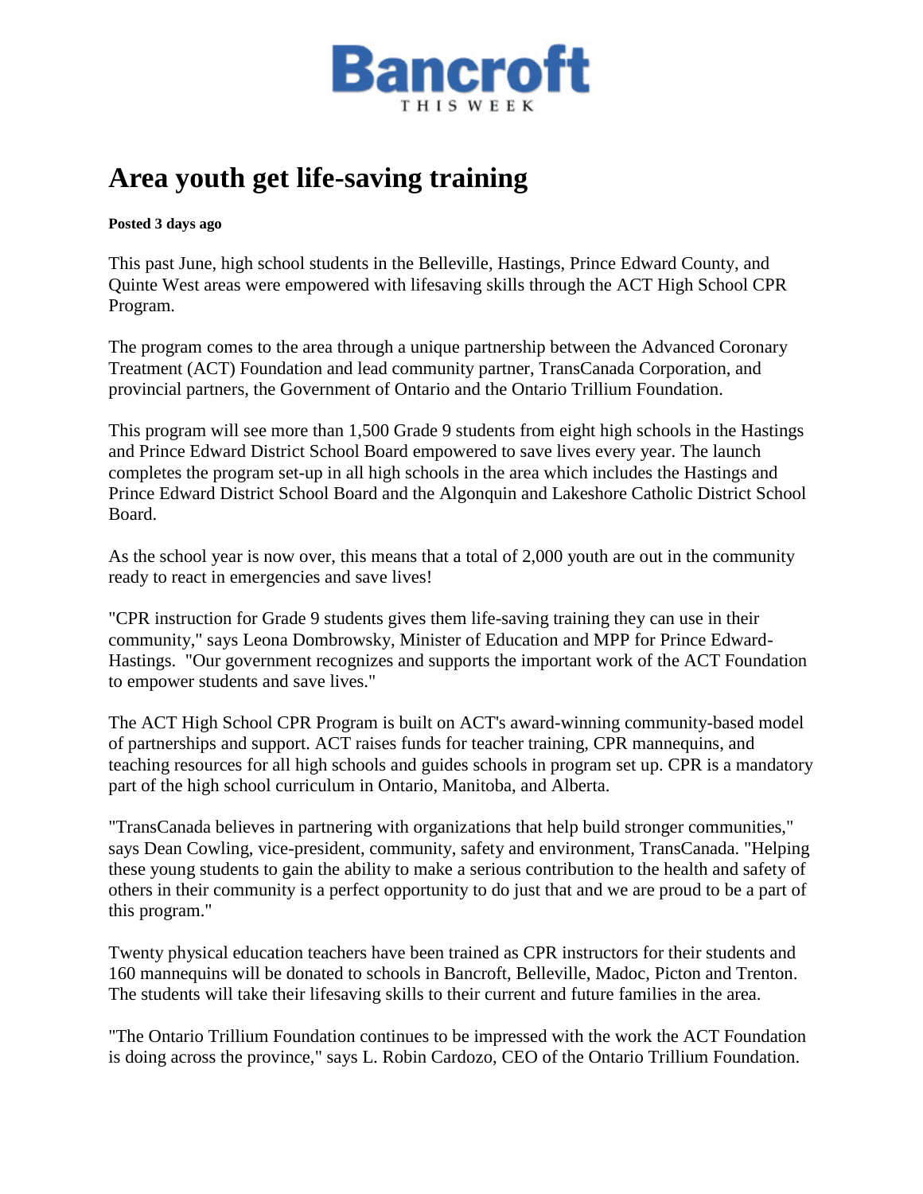# Bancroft
THIS WEEK

# Area youth get life-saving training

**Posted 3 days ago**

This past June, high school students in the Belleville, Hastings, Prince Edward County, and Quinte West areas were empowered with lifesaving skills through the ACT High School CPR Program.

The program comes to the area through a unique partnership between the Advanced Coronary Treatment (ACT) Foundation and lead community partner, TransCanada Corporation, and provincial partners, the Government of Ontario and the Ontario Trillium Foundation.

This program will see more than 1,500 Grade 9 students from eight high schools in the Hastings and Prince Edward District School Board empowered to save lives every year. The launch completes the program set-up in all high schools in the area which includes the Hastings and Prince Edward District School Board and the Algonquin and Lakeshore Catholic District School Board.

As the school year is now over, this means that a total of 2,000 youth are out in the community ready to react in emergencies and save lives!

"CPR instruction for Grade 9 students gives them life-saving training they can use in their community," says Leona Dombrowsky, Minister of Education and MPP for Prince Edward-Hastings. "Our government recognizes and supports the important work of the ACT Foundation to empower students and save lives."

The ACT High School CPR Program is built on ACT's award-winning community-based model of partnerships and support. ACT raises funds for teacher training, CPR mannequins, and teaching resources for all high schools and guides schools in program set up. CPR is a mandatory part of the high school curriculum in Ontario, Manitoba, and Alberta.

"TransCanada believes in partnering with organizations that help build stronger communities," says Dean Cowling, vice-president, community, safety and environment, TransCanada. "Helping these young students to gain the ability to make a serious contribution to the health and safety of others in their community is a perfect opportunity to do just that and we are proud to be a part of this program."

Twenty physical education teachers have been trained as CPR instructors for their students and 160 mannequins will be donated to schools in Bancroft, Belleville, Madoc, Picton and Trenton. The students will take their lifesaving skills to their current and future families in the area.

"The Ontario Trillium Foundation continues to be impressed with the work the ACT Foundation is doing across the province," says L. Robin Cardozo, CEO of the Ontario Trillium Foundation.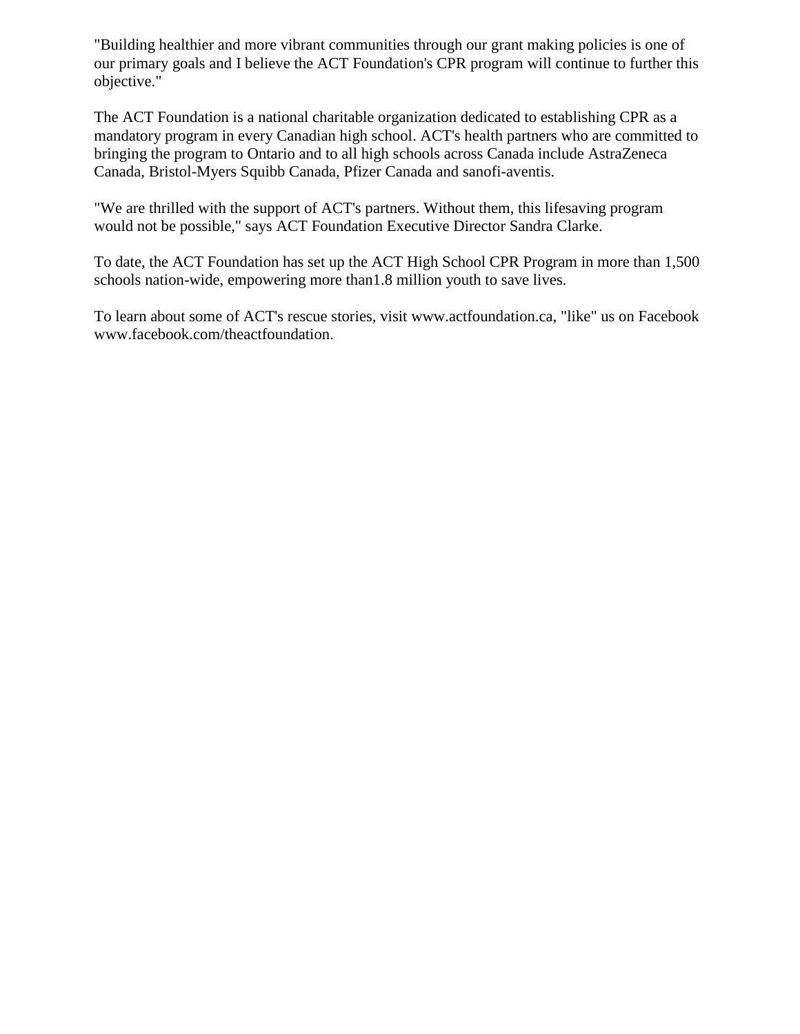"Building healthier and more vibrant communities through our grant making policies is one of our primary goals and I believe the ACT Foundation's CPR program will continue to further this objective."

The ACT Foundation is a national charitable organization dedicated to establishing CPR as a mandatory program in every Canadian high school. ACT's health partners who are committed to bringing the program to Ontario and to all high schools across Canada include AstraZeneca Canada, Bristol-Myers Squibb Canada, Pfizer Canada and sanofi-aventis.

"We are thrilled with the support of ACT's partners. Without them, this lifesaving program would not be possible," says ACT Foundation Executive Director Sandra Clarke.

To date, the ACT Foundation has set up the ACT High School CPR Program in more than 1,500 schools nation-wide, empowering more than1.8 million youth to save lives.

To learn about some of ACT's rescue stories, visit www.actfoundation.ca, "like" us on Facebook www.facebook.com/theactfoundation.